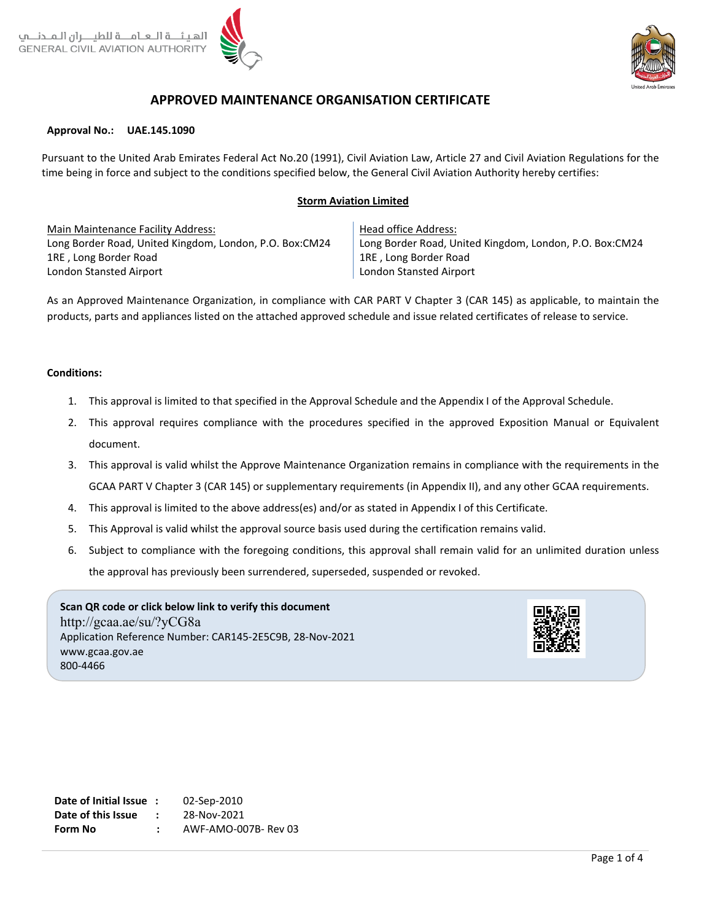الهيئـــة الـعـامـــة للطيـــران الـمـدنـــي
GENERAL CIVIL AVIATION AUTHORITY

United Arab Emirates

# APPROVED MAINTENANCE ORGANISATION CERTIFICATE

**Approval No.: UAE.145.1090**

Pursuant to the United Arab Emirates Federal Act No.20 (1991), Civil Aviation Law, Article 27 and Civil Aviation Regulations for the time being in force and subject to the conditions specified below, the General Civil Aviation Authority hereby certifies:

**Storm Aviation Limited**

| Main Maintenance Facility Address: | Head office Address: |
|---|---|
| Long Border Road, United Kingdom, London, P.O. Box:CM24 1RE , Long Border Road London Stansted Airport | Long Border Road, United Kingdom, London, P.O. Box:CM24 1RE , Long Border Road London Stansted Airport |

As an Approved Maintenance Organization, in compliance with CAR PART V Chapter 3 (CAR 145) as applicable, to maintain the products, parts and appliances listed on the attached approved schedule and issue related certificates of release to service.

**Conditions:**

1. This approval is limited to that specified in the Approval Schedule and the Appendix I of the Approval Schedule.
2. This approval requires compliance with the procedures specified in the approved Exposition Manual or Equivalent document.
3. This approval is valid whilst the Approve Maintenance Organization remains in compliance with the requirements in the GCAA PART V Chapter 3 (CAR 145) or supplementary requirements (in Appendix II), and any other GCAA requirements.
4. This approval is limited to the above address(es) and/or as stated in Appendix I of this Certificate.
5. This Approval is valid whilst the approval source basis used during the certification remains valid.
6. Subject to compliance with the foregoing conditions, this approval shall remain valid for an unlimited duration unless the approval has previously been surrendered, superseded, suspended or revoked.

**Scan QR code or click below link to verify this document**
http://gcaa.ae/su/?yCG8a
Application Reference Number: CAR145-2E5C9B, 28-Nov-2021
www.gcaa.gov.ae
800-4466

| | | |
|---|---|---|
| **Date of Initial Issue** | : | 02-Sep-2010 |
| **Date of this Issue** | : | 28-Nov-2021 |
| **Form No** | : | AWF-AMO-007B- Rev 03 |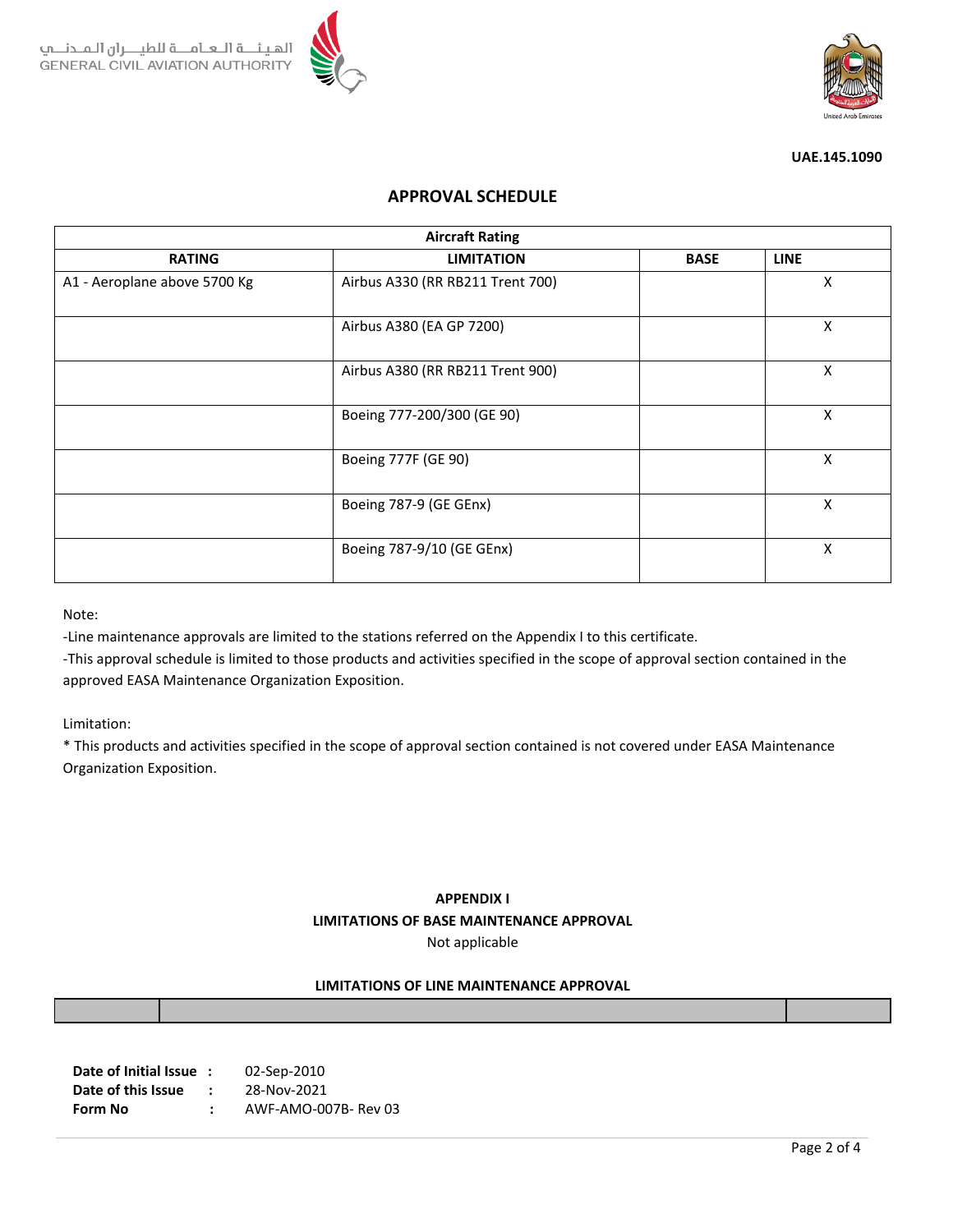الهيئـــة الـعـامـــة للطيـــران الـمـدنـــي
GENERAL CIVIL AVIATION AUTHORITY

**UAE.145.1090**

## APPROVAL SCHEDULE

| Aircraft Rating | | | |
|---|---|---|---|
| **RATING** | **LIMITATION** | **BASE** | **LINE** |
| A1 - Aeroplane above 5700 Kg | Airbus A330 (RR RB211 Trent 700) | | X |
| | Airbus A380 (EA GP 7200) | | X |
| | Airbus A380 (RR RB211 Trent 900) | | X |
| | Boeing 777-200/300 (GE 90) | | X |
| | Boeing 777F (GE 90) | | X |
| | Boeing 787-9 (GE GEnx) | | X |
| | Boeing 787-9/10 (GE GEnx) | | X |

Note:

-Line maintenance approvals are limited to the stations referred on the Appendix I to this certificate.

-This approval schedule is limited to those products and activities specified in the scope of approval section contained in the approved EASA Maintenance Organization Exposition.

Limitation:

* This products and activities specified in the scope of approval section contained is not covered under EASA Maintenance Organization Exposition.

**APPENDIX I**

**LIMITATIONS OF BASE MAINTENANCE APPROVAL**

Not applicable

**LIMITATIONS OF LINE MAINTENANCE APPROVAL**

| | | |
|---|---|---|

**Date of Initial Issue :** 02-Sep-2010
**Date of this Issue :** 28-Nov-2021
**Form No :** AWF-AMO-007B- Rev 03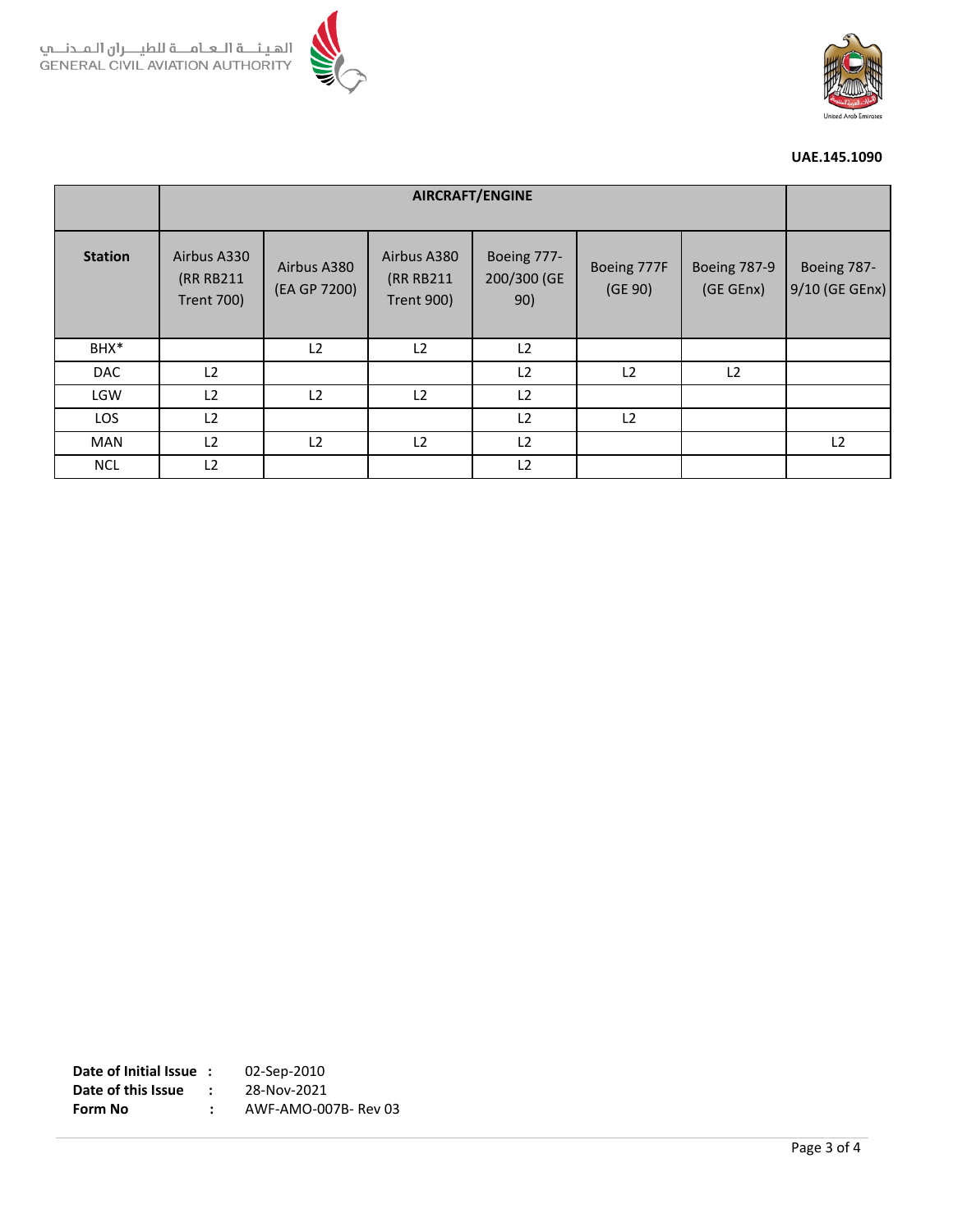الهيئة العامة للطيران المدني
GENERAL CIVIL AVIATION AUTHORITY

**UAE.145.1090**

| | AIRCRAFT/ENGINE | | | | | | |
|---|---|---|---|---|---|---|---|
| **Station** | Airbus A330 (RR RB211 Trent 700) | Airbus A380 (EA GP 7200) | Airbus A380 (RR RB211 Trent 900) | Boeing 777-200/300 (GE 90) | Boeing 777F (GE 90) | Boeing 787-9 (GE GEnx) | Boeing 787-9/10 (GE GEnx) |
| BHX* | | L2 | L2 | L2 | | | |
| DAC | L2 | | | L2 | L2 | L2 | |
| LGW | L2 | L2 | L2 | L2 | | | |
| LOS | L2 | | | L2 | L2 | | |
| MAN | L2 | L2 | L2 | L2 | | | L2 |
| NCL | L2 | | | L2 | | | |

**Date of Initial Issue** : 02-Sep-2010
**Date of this Issue** : 28-Nov-2021
**Form No** : AWF-AMO-007B- Rev 03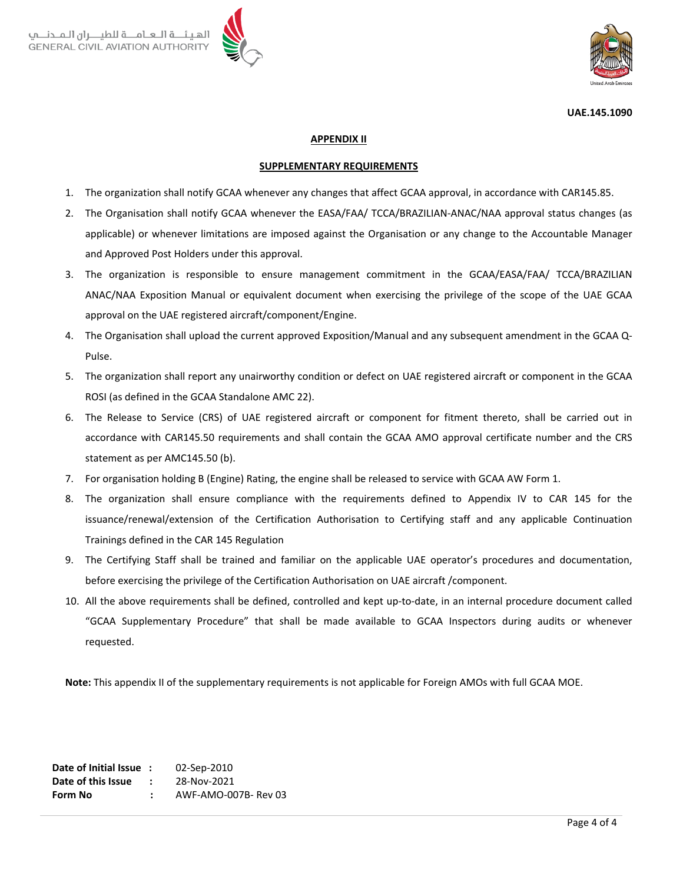UAE.145.1090

## APPENDIX II

## SUPPLEMENTARY REQUIREMENTS

1. The organization shall notify GCAA whenever any changes that affect GCAA approval, in accordance with CAR145.85.
2. The Organisation shall notify GCAA whenever the EASA/FAA/ TCCA/BRAZILIAN-ANAC/NAA approval status changes (as applicable) or whenever limitations are imposed against the Organisation or any change to the Accountable Manager and Approved Post Holders under this approval.
3. The organization is responsible to ensure management commitment in the GCAA/EASA/FAA/ TCCA/BRAZILIAN ANAC/NAA Exposition Manual or equivalent document when exercising the privilege of the scope of the UAE GCAA approval on the UAE registered aircraft/component/Engine.
4. The Organisation shall upload the current approved Exposition/Manual and any subsequent amendment in the GCAA Q-Pulse.
5. The organization shall report any unairworthy condition or defect on UAE registered aircraft or component in the GCAA ROSI (as defined in the GCAA Standalone AMC 22).
6. The Release to Service (CRS) of UAE registered aircraft or component for fitment thereto, shall be carried out in accordance with CAR145.50 requirements and shall contain the GCAA AMO approval certificate number and the CRS statement as per AMC145.50 (b).
7. For organisation holding B (Engine) Rating, the engine shall be released to service with GCAA AW Form 1.
8. The organization shall ensure compliance with the requirements defined to Appendix IV to CAR 145 for the issuance/renewal/extension of the Certification Authorisation to Certifying staff and any applicable Continuation Trainings defined in the CAR 145 Regulation
9. The Certifying Staff shall be trained and familiar on the applicable UAE operator's procedures and documentation, before exercising the privilege of the Certification Authorisation on UAE aircraft /component.
10. All the above requirements shall be defined, controlled and kept up-to-date, in an internal procedure document called "GCAA Supplementary Procedure" that shall be made available to GCAA Inspectors during audits or whenever requested.

**Note:** This appendix II of the supplementary requirements is not applicable for Foreign AMOs with full GCAA MOE.

| | | |
|---|---|---|
| **Date of Initial Issue** | : | 02-Sep-2010 |
| **Date of this Issue** | : | 28-Nov-2021 |
| **Form No** | : | AWF-AMO-007B- Rev 03 |